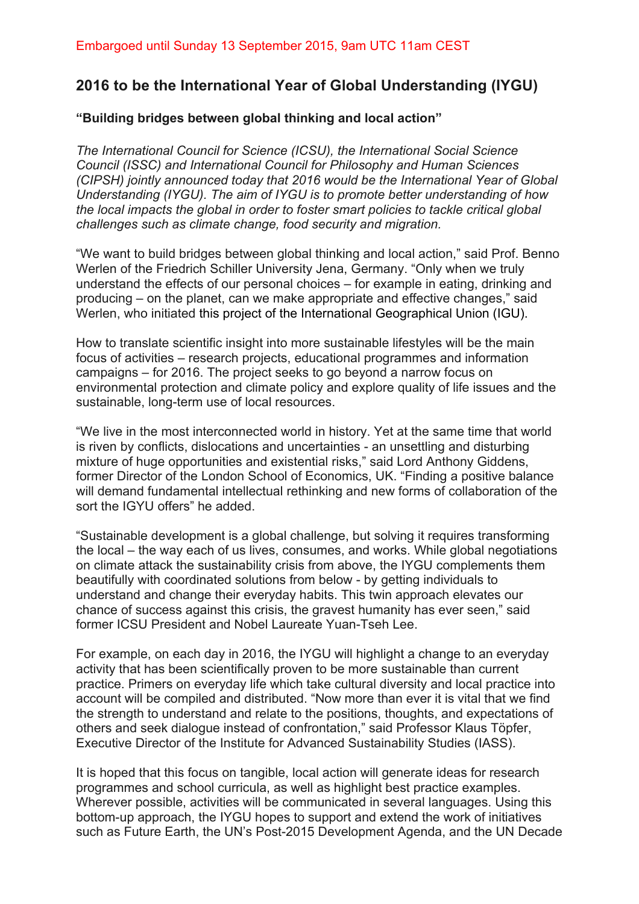Embargoed until Sunday 13 September 2015, 9am UTC 11am CEST

## 2016 to be the International Year of Global Understanding (IYGU)

### "Building bridges between global thinking and local action"

*The International Council for Science (ICSU), the International Social Science Council (ISSC) and International Council for Philosophy and Human Sciences (CIPSH) jointly announced today that 2016 would be the International Year of Global Understanding (IYGU). The aim of IYGU is to promote better understanding of how the local impacts the global in order to foster smart policies to tackle critical global challenges such as climate change, food security and migration.*

"We want to build bridges between global thinking and local action," said Prof. Benno Werlen of the Friedrich Schiller University Jena, Germany. "Only when we truly understand the effects of our personal choices – for example in eating, drinking and producing – on the planet, can we make appropriate and effective changes," said Werlen, who initiated this project of the International Geographical Union (IGU).

How to translate scientific insight into more sustainable lifestyles will be the main focus of activities – research projects, educational programmes and information campaigns – for 2016. The project seeks to go beyond a narrow focus on environmental protection and climate policy and explore quality of life issues and the sustainable, long-term use of local resources.

"We live in the most interconnected world in history. Yet at the same time that world is riven by conflicts, dislocations and uncertainties - an unsettling and disturbing mixture of huge opportunities and existential risks," said Lord Anthony Giddens, former Director of the London School of Economics, UK. "Finding a positive balance will demand fundamental intellectual rethinking and new forms of collaboration of the sort the IGYU offers" he added.

"Sustainable development is a global challenge, but solving it requires transforming the local – the way each of us lives, consumes, and works. While global negotiations on climate attack the sustainability crisis from above, the IYGU complements them beautifully with coordinated solutions from below - by getting individuals to understand and change their everyday habits. This twin approach elevates our chance of success against this crisis, the gravest humanity has ever seen," said former ICSU President and Nobel Laureate Yuan-Tseh Lee.

For example, on each day in 2016, the IYGU will highlight a change to an everyday activity that has been scientifically proven to be more sustainable than current practice. Primers on everyday life which take cultural diversity and local practice into account will be compiled and distributed. "Now more than ever it is vital that we find the strength to understand and relate to the positions, thoughts, and expectations of others and seek dialogue instead of confrontation," said Professor Klaus Töpfer, Executive Director of the Institute for Advanced Sustainability Studies (IASS).

It is hoped that this focus on tangible, local action will generate ideas for research programmes and school curricula, as well as highlight best practice examples. Wherever possible, activities will be communicated in several languages. Using this bottom-up approach, the IYGU hopes to support and extend the work of initiatives such as Future Earth, the UN's Post-2015 Development Agenda, and the UN Decade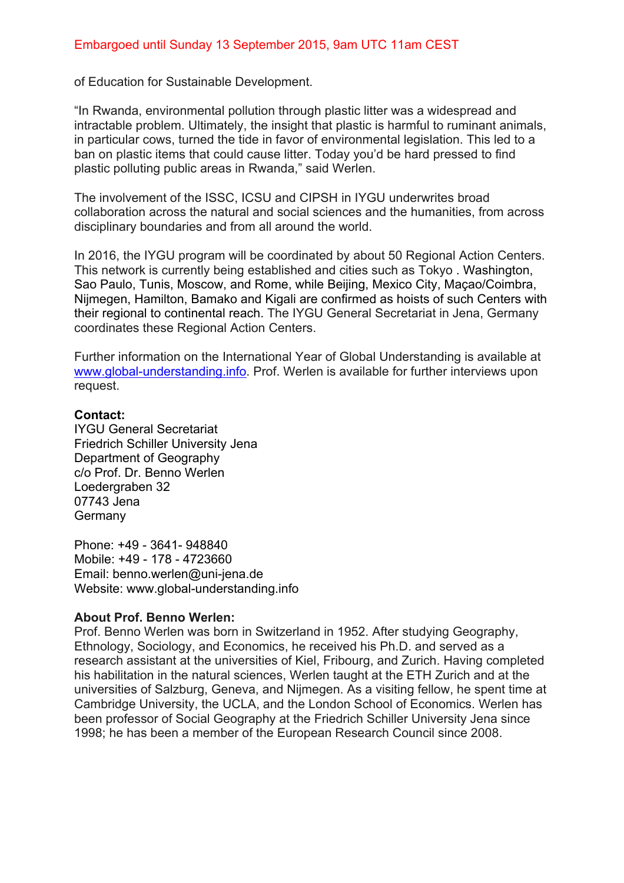Embargoed until Sunday 13 September 2015, 9am UTC 11am CEST

of Education for Sustainable Development.

"In Rwanda, environmental pollution through plastic litter was a widespread and intractable problem. Ultimately, the insight that plastic is harmful to ruminant animals, in particular cows, turned the tide in favor of environmental legislation. This led to a ban on plastic items that could cause litter. Today you'd be hard pressed to find plastic polluting public areas in Rwanda," said Werlen.

The involvement of the ISSC, ICSU and CIPSH in IYGU underwrites broad collaboration across the natural and social sciences and the humanities, from across disciplinary boundaries and from all around the world.

In 2016, the IYGU program will be coordinated by about 50 Regional Action Centers. This network is currently being established and cities such as Tokyo . Washington, Sao Paulo, Tunis, Moscow, and Rome, while Beijing, Mexico City, Maçao/Coimbra, Nijmegen, Hamilton, Bamako and Kigali are confirmed as hoists of such Centers with their regional to continental reach. The IYGU General Secretariat in Jena, Germany coordinates these Regional Action Centers.

Further information on the International Year of Global Understanding is available at [www.global-understanding.info](http://www.global-understanding.info). Prof. Werlen is available for further interviews upon request.

**Contact:**
IYGU General Secretariat
Friedrich Schiller University Jena
Department of Geography
c/o Prof. Dr. Benno Werlen
Loedergraben 32
07743 Jena
Germany

Phone: +49 - 3641- 948840
Mobile: +49 - 178 - 4723660
Email: benno.werlen@uni-jena.de
Website: www.global-understanding.info

**About Prof. Benno Werlen:**
Prof. Benno Werlen was born in Switzerland in 1952. After studying Geography, Ethnology, Sociology, and Economics, he received his Ph.D. and served as a research assistant at the universities of Kiel, Fribourg, and Zurich. Having completed his habilitation in the natural sciences, Werlen taught at the ETH Zurich and at the universities of Salzburg, Geneva, and Nijmegen. As a visiting fellow, he spent time at Cambridge University, the UCLA, and the London School of Economics. Werlen has been professor of Social Geography at the Friedrich Schiller University Jena since 1998; he has been a member of the European Research Council since 2008.